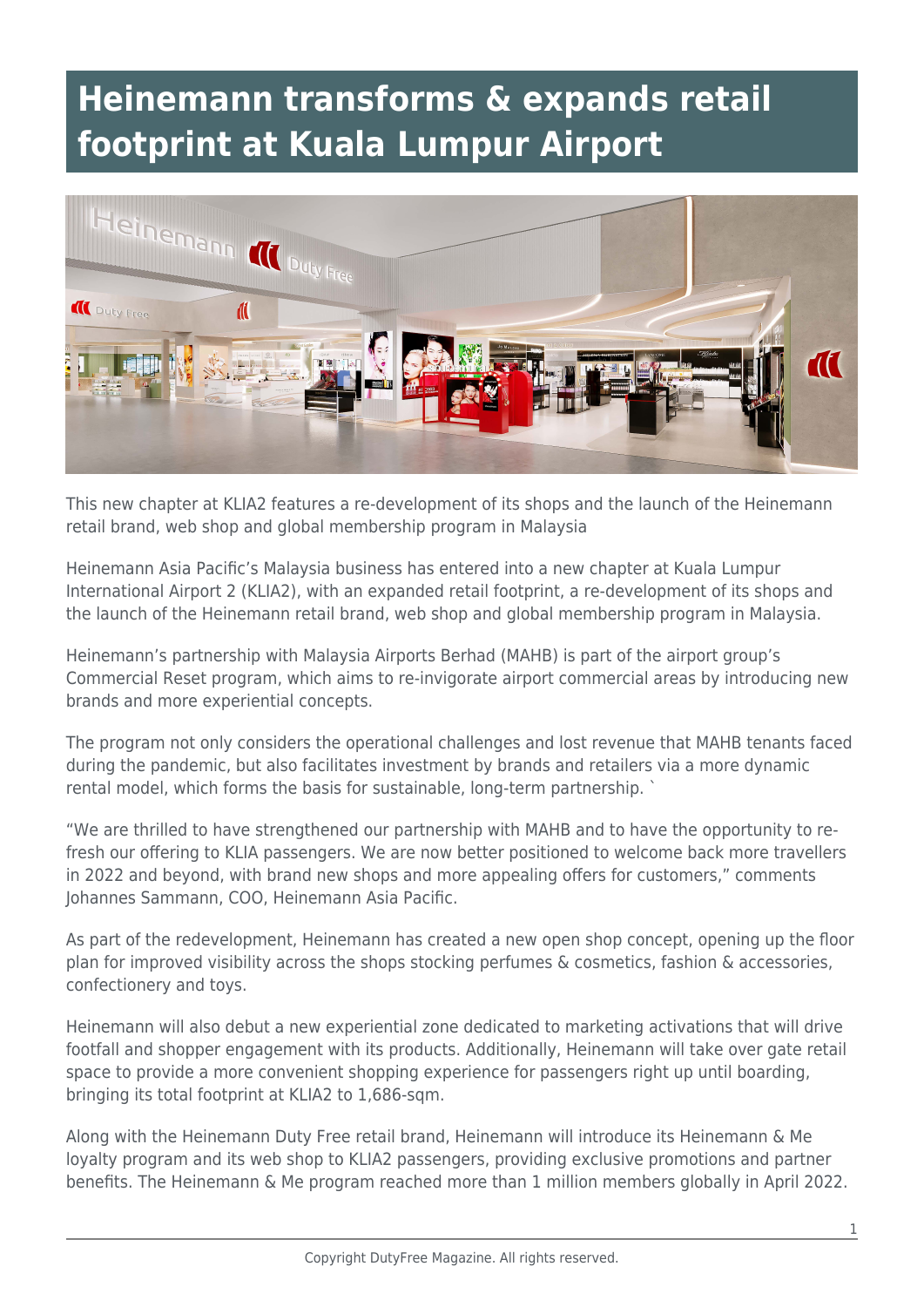# Heinemann transforms & expands retail footprint at Kuala Lumpur Airport

This new chapter at KLIA2 features a re-development of its shops and the launch of the Heinemann retail brand, web shop and global membership program in Malaysia

Heinemann Asia Pacific's Malaysia business has entered into a new chapter at Kuala Lumpur International Airport 2 (KLIA2), with an expanded retail footprint, a re-development of its shops and the launch of the Heinemann retail brand, web shop and global membership program in Malaysia.

Heinemann's partnership with Malaysia Airports Berhad (MAHB) is part of the airport group's Commercial Reset program, which aims to re-invigorate airport commercial areas by introducing new brands and more experiential concepts.

The program not only considers the operational challenges and lost revenue that MAHB tenants faced during the pandemic, but also facilitates investment by brands and retailers via a more dynamic rental model, which forms the basis for sustainable, long-term partnership. `

"We are thrilled to have strengthened our partnership with MAHB and to have the opportunity to re-fresh our offering to KLIA passengers. We are now better positioned to welcome back more travellers in 2022 and beyond, with brand new shops and more appealing offers for customers," comments Johannes Sammann, COO, Heinemann Asia Pacific.

As part of the redevelopment, Heinemann has created a new open shop concept, opening up the floor plan for improved visibility across the shops stocking perfumes & cosmetics, fashion & accessories, confectionery and toys.

Heinemann will also debut a new experiential zone dedicated to marketing activations that will drive footfall and shopper engagement with its products. Additionally, Heinemann will take over gate retail space to provide a more convenient shopping experience for passengers right up until boarding, bringing its total footprint at KLIA2 to 1,686-sqm.

Along with the Heinemann Duty Free retail brand, Heinemann will introduce its Heinemann & Me loyalty program and its web shop to KLIA2 passengers, providing exclusive promotions and partner benefits. The Heinemann & Me program reached more than 1 million members globally in April 2022.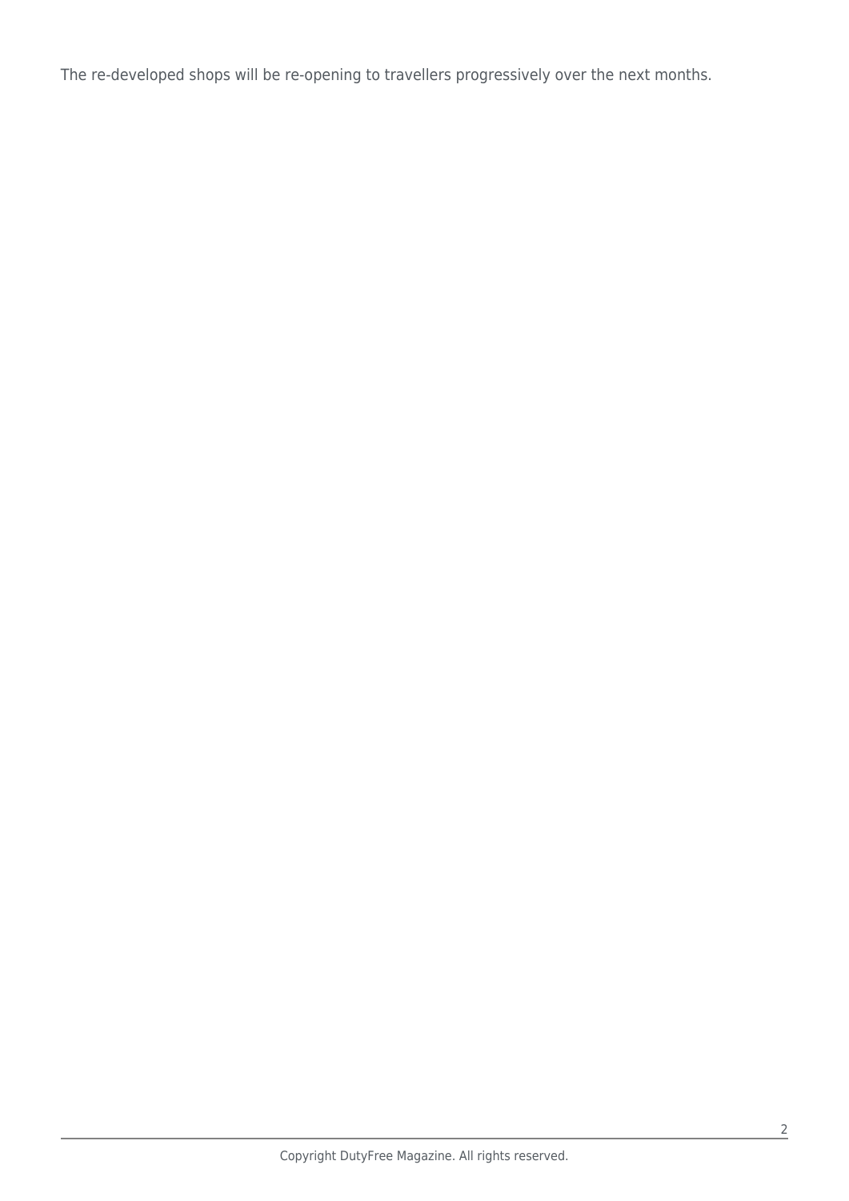The re-developed shops will be re-opening to travellers progressively over the next months.